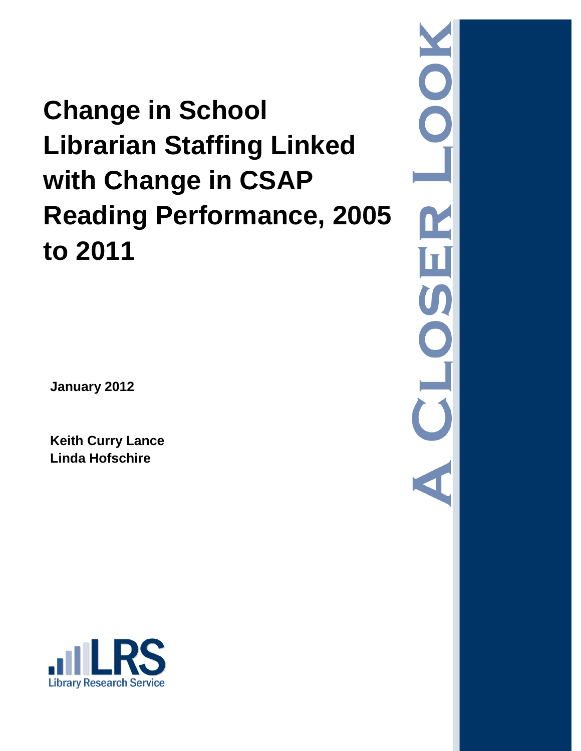# Change in School Librarian Staffing Linked with Change in CSAP Reading Performance, 2005 to 2011

A CLOSER LOOK

**January 2012**

**Keith Curry Lance**
**Linda Hofschire**

LRS
Library Research Service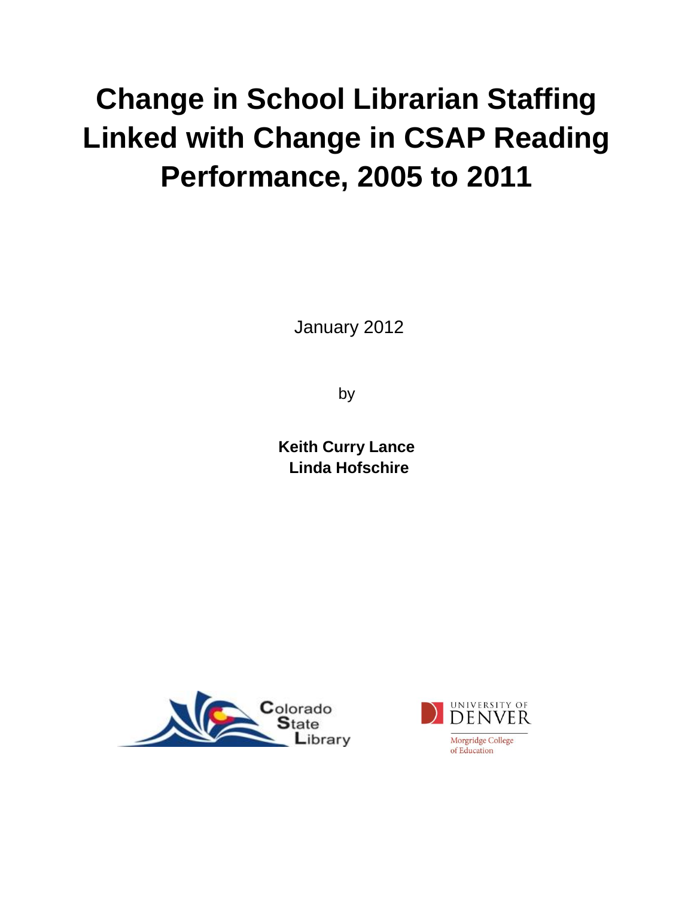# Change in School Librarian Staffing Linked with Change in CSAP Reading Performance, 2005 to 2011

January 2012

by

**Keith Curry Lance**
**Linda Hofschire**

Colorado State Library

University of Denver
Morgridge College of Education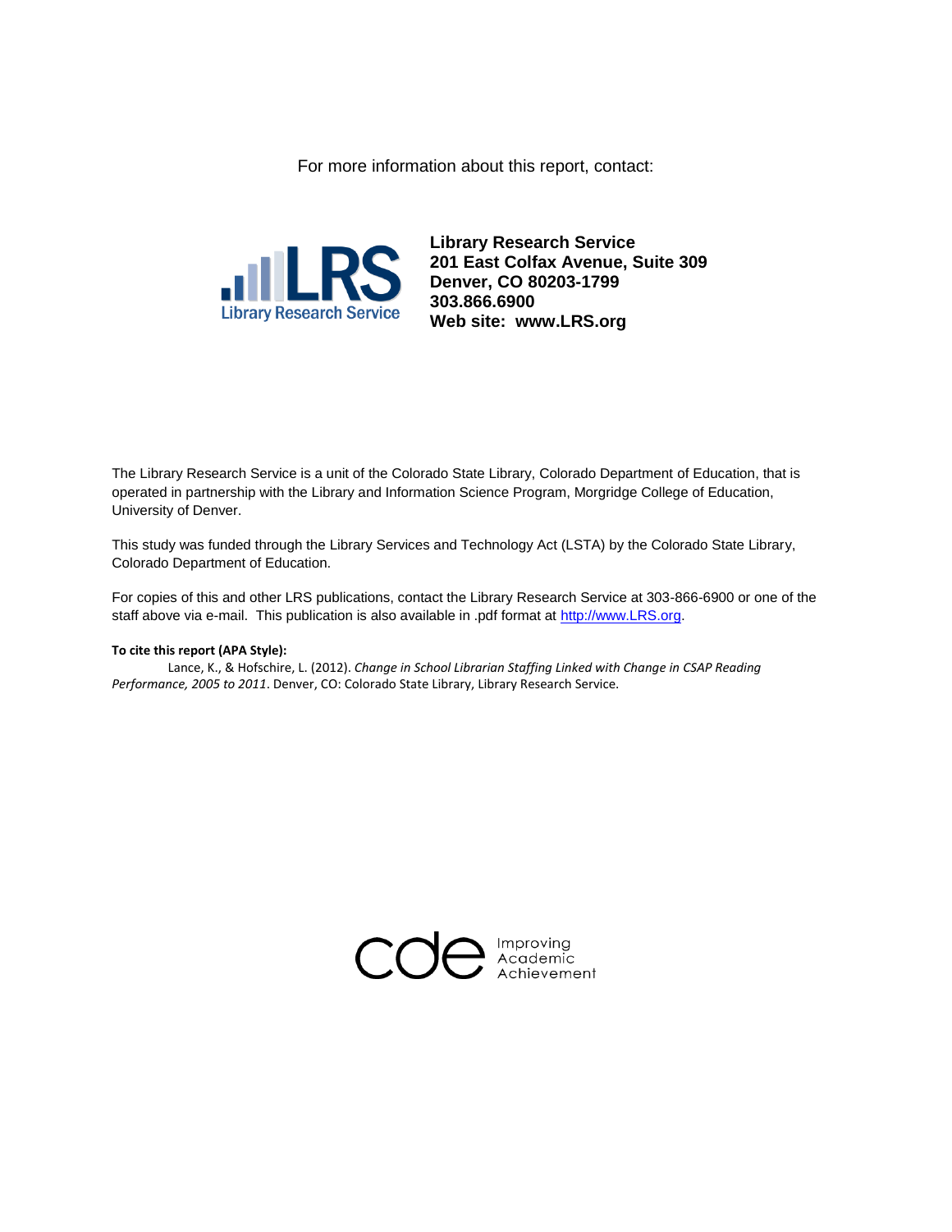For more information about this report, contact:

**Library Research Service**
**201 East Colfax Avenue, Suite 309**
**Denver, CO 80203-1799**
**303.866.6900**
**Web site: www.LRS.org**

The Library Research Service is a unit of the Colorado State Library, Colorado Department of Education, that is operated in partnership with the Library and Information Science Program, Morgridge College of Education, University of Denver.

This study was funded through the Library Services and Technology Act (LSTA) by the Colorado State Library, Colorado Department of Education.

For copies of this and other LRS publications, contact the Library Research Service at 303-866-6900 or one of the staff above via e-mail. This publication is also available in .pdf format at http://www.LRS.org.

**To cite this report (APA Style):**

Lance, K., & Hofschire, L. (2012). *Change in School Librarian Staffing Linked with Change in CSAP Reading Performance, 2005 to 2011*. Denver, CO: Colorado State Library, Library Research Service.

cde Improving Academic Achievement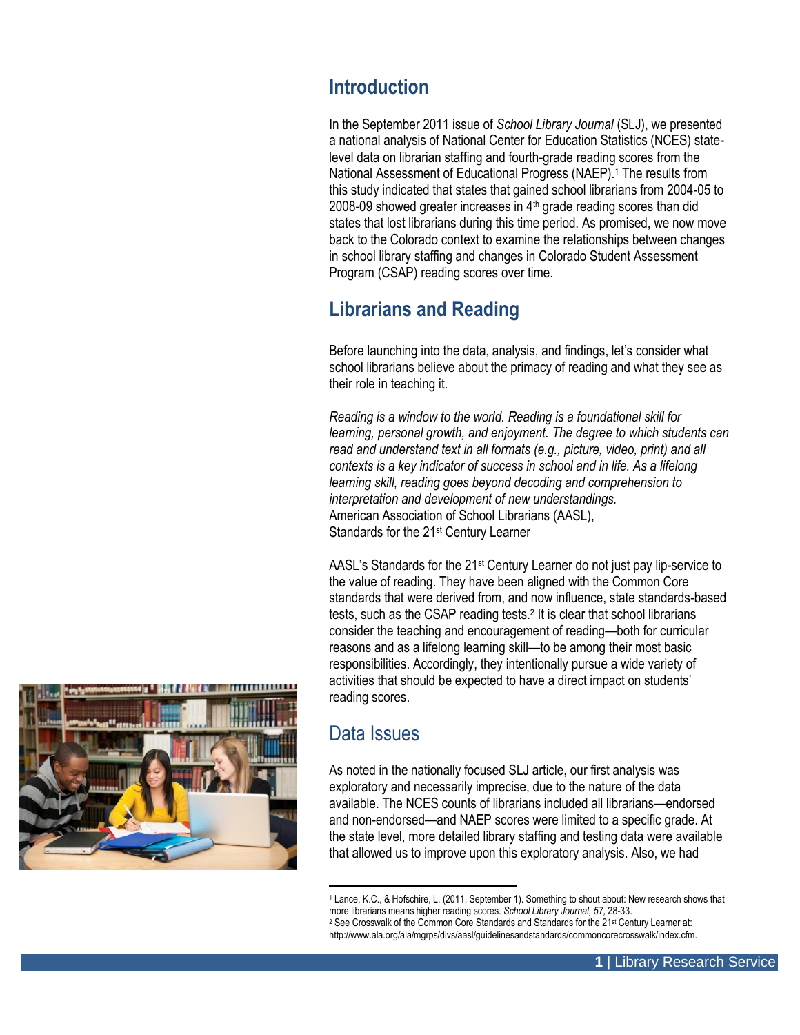## Introduction

In the September 2011 issue of *School Library Journal* (SLJ), we presented a national analysis of National Center for Education Statistics (NCES) state-level data on librarian staffing and fourth-grade reading scores from the National Assessment of Educational Progress (NAEP).[1] The results from this study indicated that states that gained school librarians from 2004-05 to 2008-09 showed greater increases in 4th grade reading scores than did states that lost librarians during this time period. As promised, we now move back to the Colorado context to examine the relationships between changes in school library staffing and changes in Colorado Student Assessment Program (CSAP) reading scores over time.

## Librarians and Reading

Before launching into the data, analysis, and findings, let's consider what school librarians believe about the primacy of reading and what they see as their role in teaching it.

*Reading is a window to the world. Reading is a foundational skill for learning, personal growth, and enjoyment. The degree to which students can read and understand text in all formats (e.g., picture, video, print) and all contexts is a key indicator of success in school and in life. As a lifelong learning skill, reading goes beyond decoding and comprehension to interpretation and development of new understandings.*
American Association of School Librarians (AASL),
Standards for the 21st Century Learner

AASL's Standards for the 21st Century Learner do not just pay lip-service to the value of reading. They have been aligned with the Common Core standards that were derived from, and now influence, state standards-based tests, such as the CSAP reading tests.[2] It is clear that school librarians consider the teaching and encouragement of reading—both for curricular reasons and as a lifelong learning skill—to be among their most basic responsibilities. Accordingly, they intentionally pursue a wide variety of activities that should be expected to have a direct impact on students' reading scores.

## Data Issues

As noted in the nationally focused SLJ article, our first analysis was exploratory and necessarily imprecise, due to the nature of the data available. The NCES counts of librarians included all librarians—endorsed and non-endorsed—and NAEP scores were limited to a specific grade. At the state level, more detailed library staffing and testing data were available that allowed us to improve upon this exploratory analysis. Also, we had

---

[1] Lance, K.C., & Hofschire, L. (2011, September 1). Something to shout about: New research shows that more librarians means higher reading scores. *School Library Journal, 57*, 28-33.

[2] See Crosswalk of the Common Core Standards and Standards for the 21st Century Learner at: http://www.ala.org/ala/mgrps/divs/aasl/guidelinesandstandards/commoncorecrosswalk/index.cfm.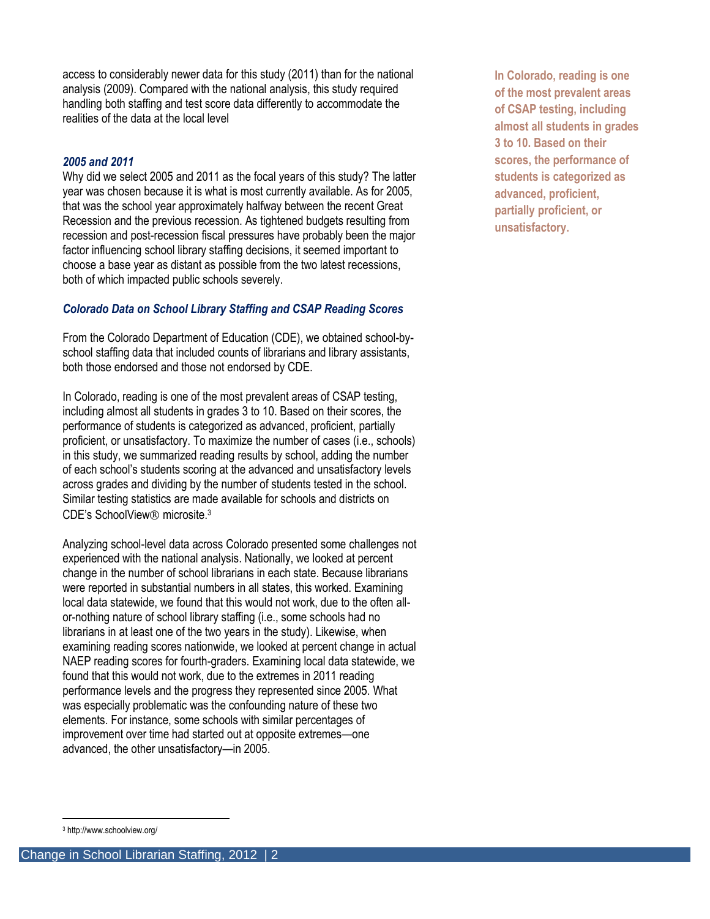access to considerably newer data for this study (2011) than for the national analysis (2009). Compared with the national analysis, this study required handling both staffing and test score data differently to accommodate the realities of the data at the local level

### *2005 and 2011*

Why did we select 2005 and 2011 as the focal years of this study? The latter year was chosen because it is what is most currently available. As for 2005, that was the school year approximately halfway between the recent Great Recession and the previous recession. As tightened budgets resulting from recession and post-recession fiscal pressures have probably been the major factor influencing school library staffing decisions, it seemed important to choose a base year as distant as possible from the two latest recessions, both of which impacted public schools severely.

### *Colorado Data on School Library Staffing and CSAP Reading Scores*

From the Colorado Department of Education (CDE), we obtained school-by-school staffing data that included counts of librarians and library assistants, both those endorsed and those not endorsed by CDE.

In Colorado, reading is one of the most prevalent areas of CSAP testing, including almost all students in grades 3 to 10. Based on their scores, the performance of students is categorized as advanced, proficient, partially proficient, or unsatisfactory. To maximize the number of cases (i.e., schools) in this study, we summarized reading results by school, adding the number of each school's students scoring at the advanced and unsatisfactory levels across grades and dividing by the number of students tested in the school. Similar testing statistics are made available for schools and districts on CDE's SchoolView® microsite.[3]

**In Colorado, reading is one of the most prevalent areas of CSAP testing, including almost all students in grades 3 to 10. Based on their scores, the performance of students is categorized as advanced, proficient, partially proficient, or unsatisfactory.**

Analyzing school-level data across Colorado presented some challenges not experienced with the national analysis. Nationally, we looked at percent change in the number of school librarians in each state. Because librarians were reported in substantial numbers in all states, this worked. Examining local data statewide, we found that this would not work, due to the often all-or-nothing nature of school library staffing (i.e., some schools had no librarians in at least one of the two years in the study). Likewise, when examining reading scores nationwide, we looked at percent change in actual NAEP reading scores for fourth-graders. Examining local data statewide, we found that this would not work, due to the extremes in 2011 reading performance levels and the progress they represented since 2005. What was especially problematic was the confounding nature of these two elements. For instance, some schools with similar percentages of improvement over time had started out at opposite extremes—one advanced, the other unsatisfactory—in 2005.

[3] http://www.schoolview.org/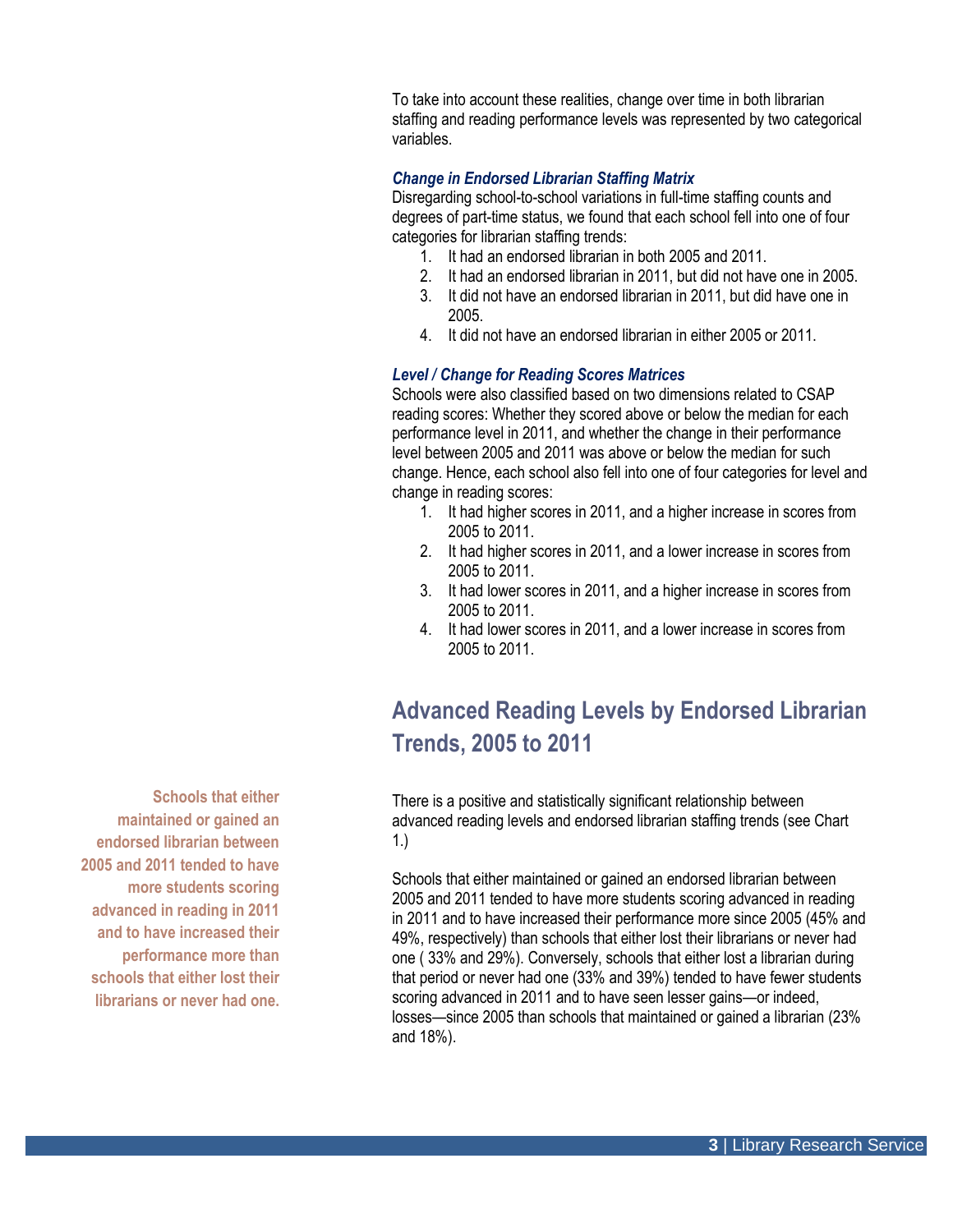To take into account these realities, change over time in both librarian staffing and reading performance levels was represented by two categorical variables.

***Change in Endorsed Librarian Staffing Matrix***

Disregarding school-to-school variations in full-time staffing counts and degrees of part-time status, we found that each school fell into one of four categories for librarian staffing trends:

1. It had an endorsed librarian in both 2005 and 2011.
2. It had an endorsed librarian in 2011, but did not have one in 2005.
3. It did not have an endorsed librarian in 2011, but did have one in 2005.
4. It did not have an endorsed librarian in either 2005 or 2011.

***Level / Change for Reading Scores Matrices***

Schools were also classified based on two dimensions related to CSAP reading scores: Whether they scored above or below the median for each performance level in 2011, and whether the change in their performance level between 2005 and 2011 was above or below the median for such change. Hence, each school also fell into one of four categories for level and change in reading scores:

1. It had higher scores in 2011, and a higher increase in scores from 2005 to 2011.
2. It had higher scores in 2011, and a lower increase in scores from 2005 to 2011.
3. It had lower scores in 2011, and a higher increase in scores from 2005 to 2011.
4. It had lower scores in 2011, and a lower increase in scores from 2005 to 2011.

## Advanced Reading Levels by Endorsed Librarian Trends, 2005 to 2011

**Schools that either maintained or gained an endorsed librarian between 2005 and 2011 tended to have more students scoring advanced in reading in 2011 and to have increased their performance more than schools that either lost their librarians or never had one.**

There is a positive and statistically significant relationship between advanced reading levels and endorsed librarian staffing trends (see Chart 1.)

Schools that either maintained or gained an endorsed librarian between 2005 and 2011 tended to have more students scoring advanced in reading in 2011 and to have increased their performance more since 2005 (45% and 49%, respectively) than schools that either lost their librarians or never had one ( 33% and 29%). Conversely, schools that either lost a librarian during that period or never had one (33% and 39%) tended to have fewer students scoring advanced in 2011 and to have seen lesser gains—or indeed, losses—since 2005 than schools that maintained or gained a librarian (23% and 18%).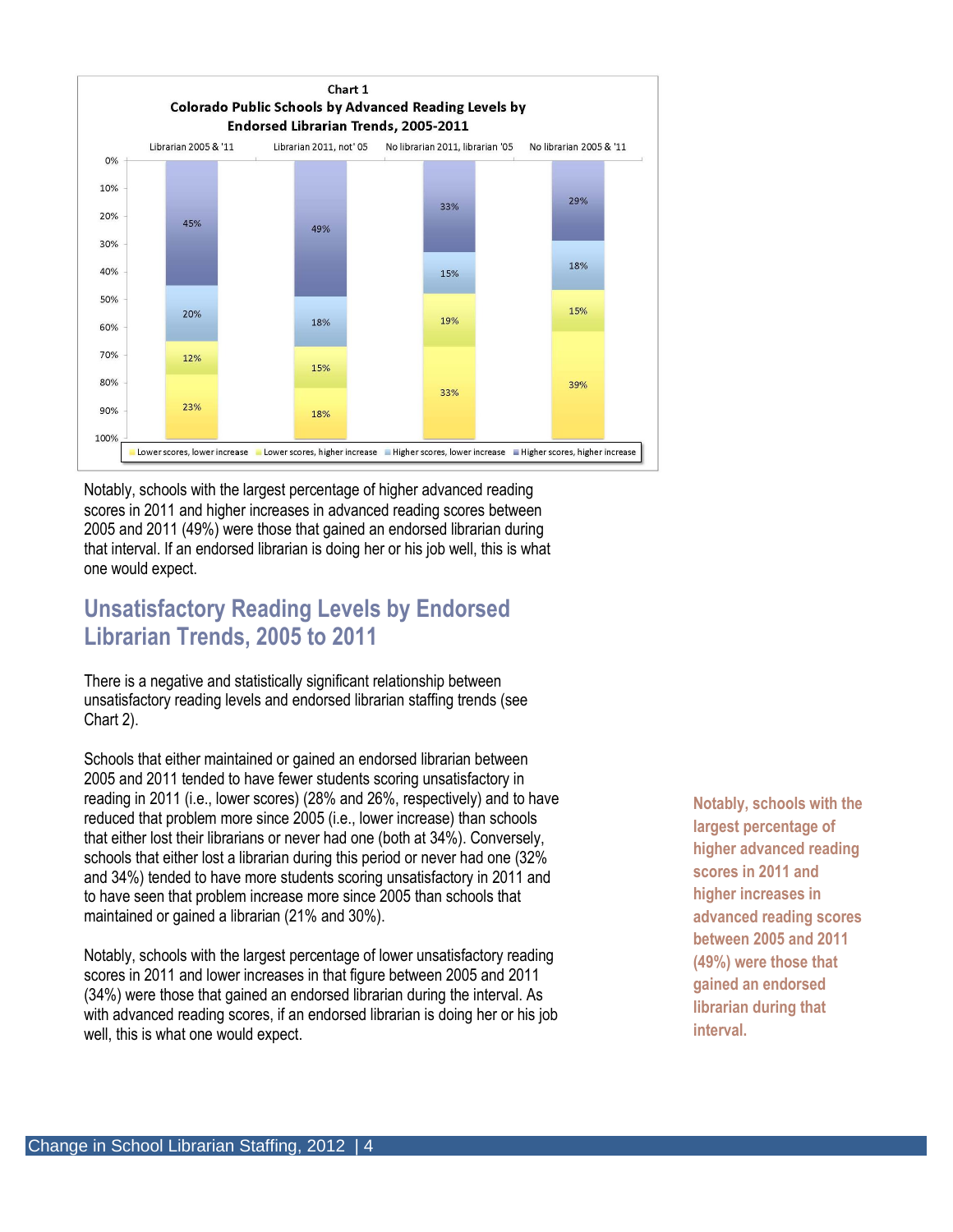**Chart 1**
**Colorado Public Schools by Advanced Reading Levels by Endorsed Librarian Trends, 2005-2011**

| | Librarian 2005 & '11 | Librarian 2011, not' 05 | No librarian 2011, librarian '05 | No librarian 2005 & '11 |
|---|---|---|---|---|
| Higher scores, higher increase | 45% | 49% | 33% | 29% |
| Higher scores, lower increase | 20% | 18% | 15% | 18% |
| Lower scores, higher increase | 12% | 15% | 19% | 15% |
| Lower scores, lower increase | 23% | 18% | 33% | 39% |

Notably, schools with the largest percentage of higher advanced reading scores in 2011 and higher increases in advanced reading scores between 2005 and 2011 (49%) were those that gained an endorsed librarian during that interval. If an endorsed librarian is doing her or his job well, this is what one would expect.

## Unsatisfactory Reading Levels by Endorsed Librarian Trends, 2005 to 2011

There is a negative and statistically significant relationship between unsatisfactory reading levels and endorsed librarian staffing trends (see Chart 2).

Schools that either maintained or gained an endorsed librarian between 2005 and 2011 tended to have fewer students scoring unsatisfactory in reading in 2011 (i.e., lower scores) (28% and 26%, respectively) and to have reduced that problem more since 2005 (i.e., lower increase) than schools that either lost their librarians or never had one (both at 34%). Conversely, schools that either lost a librarian during this period or never had one (32% and 34%) tended to have more students scoring unsatisfactory in 2011 and to have seen that problem increase more since 2005 than schools that maintained or gained a librarian (21% and 30%).

Notably, schools with the largest percentage of lower unsatisfactory reading scores in 2011 and lower increases in that figure between 2005 and 2011 (34%) were those that gained an endorsed librarian during the interval. As with advanced reading scores, if an endorsed librarian is doing her or his job well, this is what one would expect.

> **Notably, schools with the largest percentage of higher advanced reading scores in 2011 and higher increases in advanced reading scores between 2005 and 2011 (49%) were those that gained an endorsed librarian during that interval.**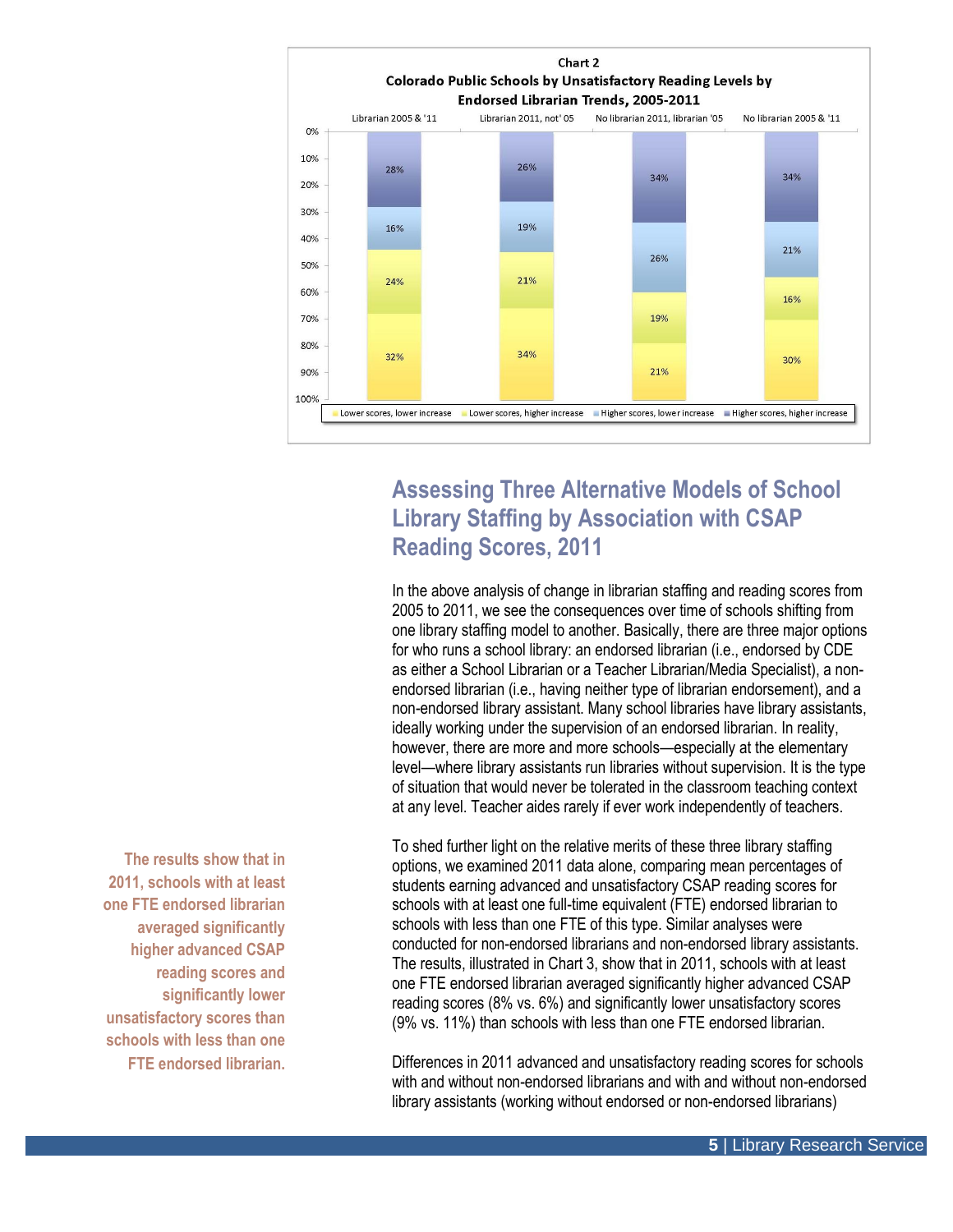Chart 2

Colorado Public Schools by Unsatisfactory Reading Levels by Endorsed Librarian Trends, 2005-2011

| | Librarian 2005 & '11 | Librarian 2011, not '05 | No librarian 2011, librarian '05 | No librarian 2005 & '11 |
|---|---|---|---|---|
| Higher scores, higher increase | 28% | 26% | 34% | 34% |
| Higher scores, lower increase | 16% | 19% | 26% | 21% |
| Lower scores, higher increase | 24% | 21% | 19% | 16% |
| Lower scores, lower increase | 32% | 34% | 21% | 30% |

## Assessing Three Alternative Models of School Library Staffing by Association with CSAP Reading Scores, 2011

In the above analysis of change in librarian staffing and reading scores from 2005 to 2011, we see the consequences over time of schools shifting from one library staffing model to another. Basically, there are three major options for who runs a school library: an endorsed librarian (i.e., endorsed by CDE as either a School Librarian or a Teacher Librarian/Media Specialist), a non-endorsed librarian (i.e., having neither type of librarian endorsement), and a non-endorsed library assistant. Many school libraries have library assistants, ideally working under the supervision of an endorsed librarian. In reality, however, there are more and more schools—especially at the elementary level—where library assistants run libraries without supervision. It is the type of situation that would never be tolerated in the classroom teaching context at any level. Teacher aides rarely if ever work independently of teachers.

**The results show that in 2011, schools with at least one FTE endorsed librarian averaged significantly higher advanced CSAP reading scores and significantly lower unsatisfactory scores than schools with less than one FTE endorsed librarian.**

To shed further light on the relative merits of these three library staffing options, we examined 2011 data alone, comparing mean percentages of students earning advanced and unsatisfactory CSAP reading scores for schools with at least one full-time equivalent (FTE) endorsed librarian to schools with less than one FTE of this type. Similar analyses were conducted for non-endorsed librarians and non-endorsed library assistants. The results, illustrated in Chart 3, show that in 2011, schools with at least one FTE endorsed librarian averaged significantly higher advanced CSAP reading scores (8% vs. 6%) and significantly lower unsatisfactory scores (9% vs. 11%) than schools with less than one FTE endorsed librarian.

Differences in 2011 advanced and unsatisfactory reading scores for schools with and without non-endorsed librarians and with and without non-endorsed library assistants (working without endorsed or non-endorsed librarians)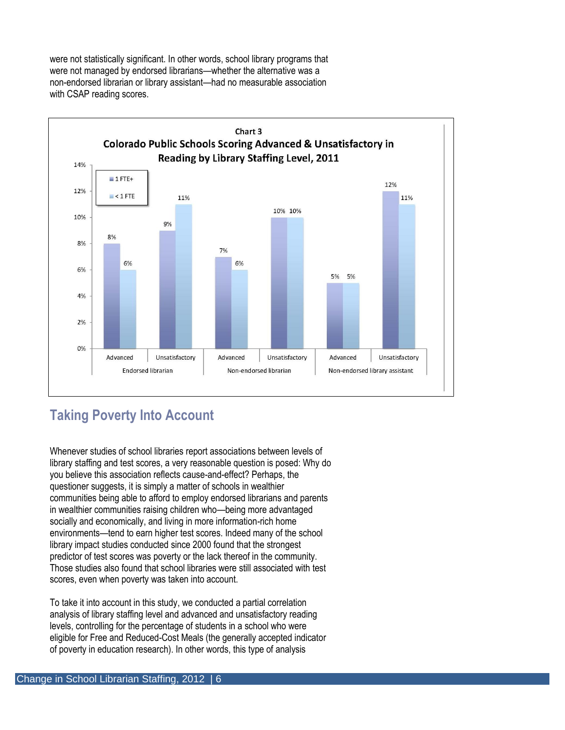were not statistically significant. In other words, school library programs that were not managed by endorsed librarians—whether the alternative was a non-endorsed librarian or library assistant—had no measurable association with CSAP reading scores.

**Chart 3**
**Colorado Public Schools Scoring Advanced & Unsatisfactory in Reading by Library Staffing Level, 2011**

| Staffing level | Reading level | 1 FTE+ | < 1 FTE |
|---|---|---|---|
| Endorsed librarian | Advanced | 8% | 6% |
| | Unsatisfactory | 9% | 11% |
| Non-endorsed librarian | Advanced | 7% | 6% |
| | Unsatisfactory | 10% | 10% |
| Non-endorsed library assistant | Advanced | 5% | 5% |
| | Unsatisfactory | 12% | 11% |

## Taking Poverty Into Account

Whenever studies of school libraries report associations between levels of library staffing and test scores, a very reasonable question is posed: Why do you believe this association reflects cause-and-effect? Perhaps, the questioner suggests, it is simply a matter of schools in wealthier communities being able to afford to employ endorsed librarians and parents in wealthier communities raising children who—being more advantaged socially and economically, and living in more information-rich home environments—tend to earn higher test scores. Indeed many of the school library impact studies conducted since 2000 found that the strongest predictor of test scores was poverty or the lack thereof in the community. Those studies also found that school libraries were still associated with test scores, even when poverty was taken into account.

To take it into account in this study, we conducted a partial correlation analysis of library staffing level and advanced and unsatisfactory reading levels, controlling for the percentage of students in a school who were eligible for Free and Reduced-Cost Meals (the generally accepted indicator of poverty in education research). In other words, this type of analysis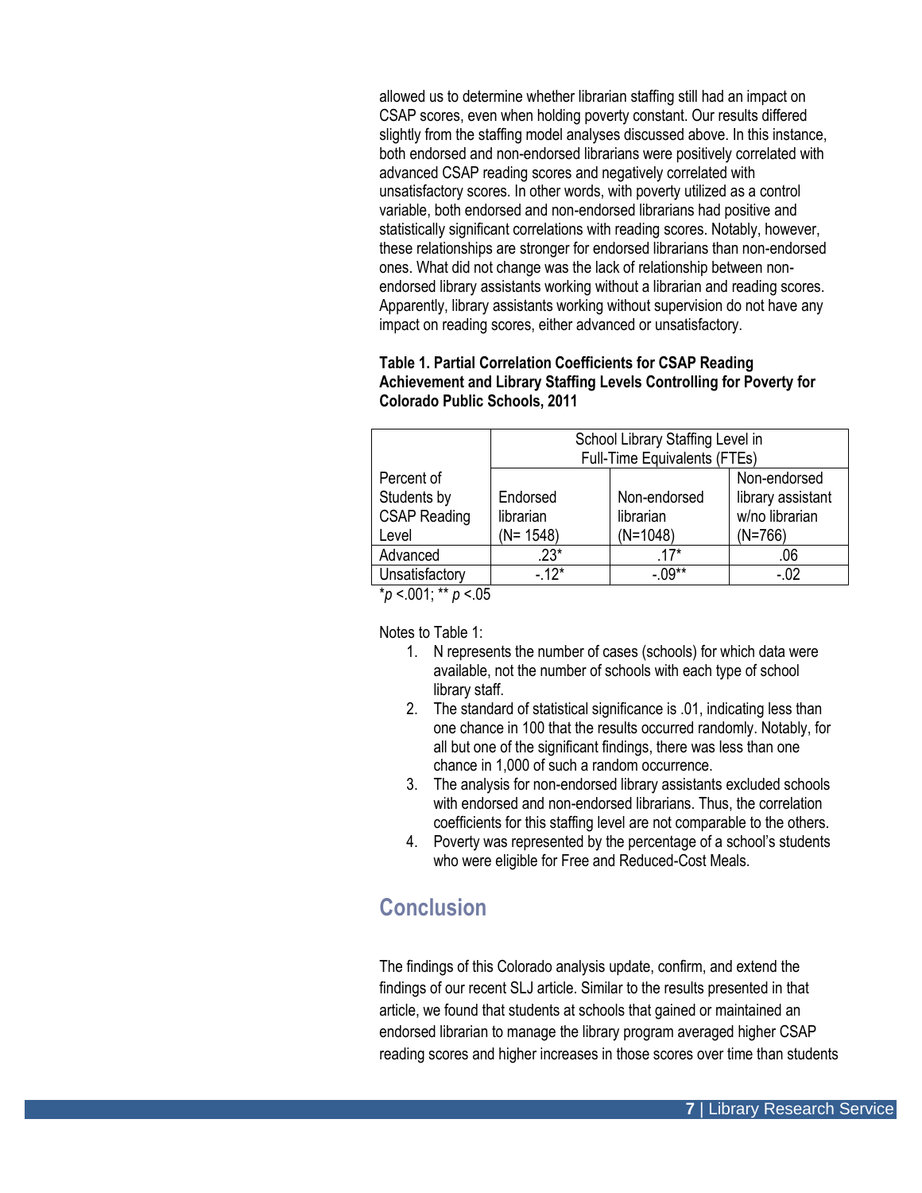allowed us to determine whether librarian staffing still had an impact on CSAP scores, even when holding poverty constant. Our results differed slightly from the staffing model analyses discussed above. In this instance, both endorsed and non-endorsed librarians were positively correlated with advanced CSAP reading scores and negatively correlated with unsatisfactory scores. In other words, with poverty utilized as a control variable, both endorsed and non-endorsed librarians had positive and statistically significant correlations with reading scores. Notably, however, these relationships are stronger for endorsed librarians than non-endorsed ones. What did not change was the lack of relationship between non-endorsed library assistants working without a librarian and reading scores. Apparently, library assistants working without supervision do not have any impact on reading scores, either advanced or unsatisfactory.

**Table 1. Partial Correlation Coefficients for CSAP Reading Achievement and Library Staffing Levels Controlling for Poverty for Colorado Public Schools, 2011**

| Percent of Students by CSAP Reading Level | School Library Staffing Level in Full-Time Equivalents (FTEs) | | |
|---|---|---|---|
| | Endorsed librarian (N= 1548) | Non-endorsed librarian (N=1048) | Non-endorsed library assistant w/no librarian (N=766) |
| Advanced | .23* | .17* | .06 |
| Unsatisfactory | -.12* | -.09** | -.02 |

\* $p < .001$; ** $p < .05$

Notes to Table 1:

1. N represents the number of cases (schools) for which data were available, not the number of schools with each type of school library staff.
2. The standard of statistical significance is .01, indicating less than one chance in 100 that the results occurred randomly. Notably, for all but one of the significant findings, there was less than one chance in 1,000 of such a random occurrence.
3. The analysis for non-endorsed library assistants excluded schools with endorsed and non-endorsed librarians. Thus, the correlation coefficients for this staffing level are not comparable to the others.
4. Poverty was represented by the percentage of a school's students who were eligible for Free and Reduced-Cost Meals.

## Conclusion

The findings of this Colorado analysis update, confirm, and extend the findings of our recent SLJ article. Similar to the results presented in that article, we found that students at schools that gained or maintained an endorsed librarian to manage the library program averaged higher CSAP reading scores and higher increases in those scores over time than students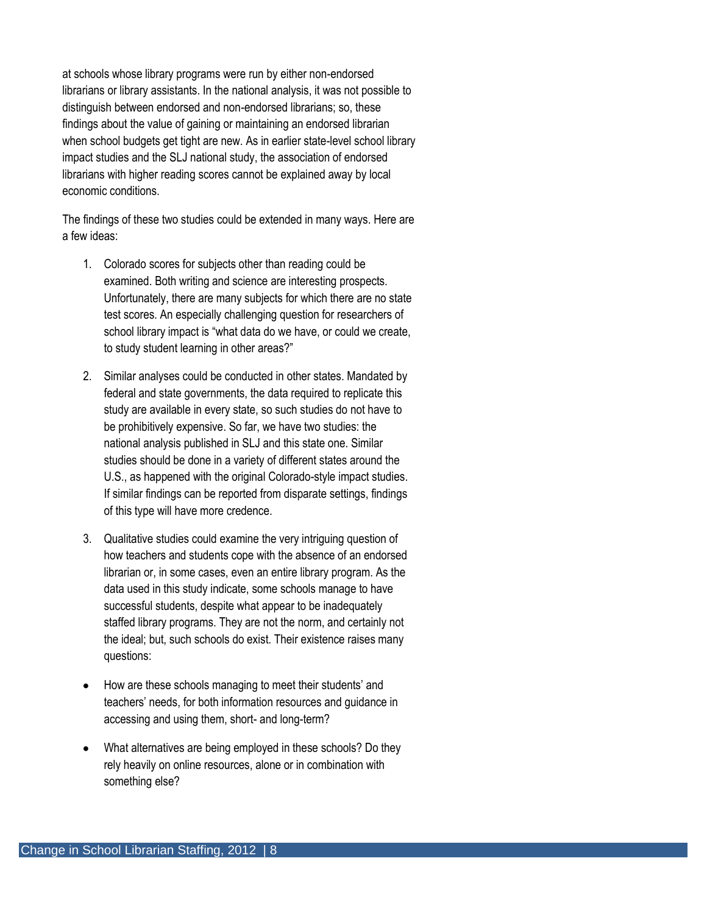at schools whose library programs were run by either non-endorsed librarians or library assistants. In the national analysis, it was not possible to distinguish between endorsed and non-endorsed librarians; so, these findings about the value of gaining or maintaining an endorsed librarian when school budgets get tight are new. As in earlier state-level school library impact studies and the SLJ national study, the association of endorsed librarians with higher reading scores cannot be explained away by local economic conditions.

The findings of these two studies could be extended in many ways. Here are a few ideas:

1. Colorado scores for subjects other than reading could be examined. Both writing and science are interesting prospects. Unfortunately, there are many subjects for which there are no state test scores. An especially challenging question for researchers of school library impact is "what data do we have, or could we create, to study student learning in other areas?"

2. Similar analyses could be conducted in other states. Mandated by federal and state governments, the data required to replicate this study are available in every state, so such studies do not have to be prohibitively expensive. So far, we have two studies: the national analysis published in SLJ and this state one. Similar studies should be done in a variety of different states around the U.S., as happened with the original Colorado-style impact studies. If similar findings can be reported from disparate settings, findings of this type will have more credence.

3. Qualitative studies could examine the very intriguing question of how teachers and students cope with the absence of an endorsed librarian or, in some cases, even an entire library program. As the data used in this study indicate, some schools manage to have successful students, despite what appear to be inadequately staffed library programs. They are not the norm, and certainly not the ideal; but, such schools do exist. Their existence raises many questions:

- How are these schools managing to meet their students' and teachers' needs, for both information resources and guidance in accessing and using them, short- and long-term?

- What alternatives are being employed in these schools? Do they rely heavily on online resources, alone or in combination with something else?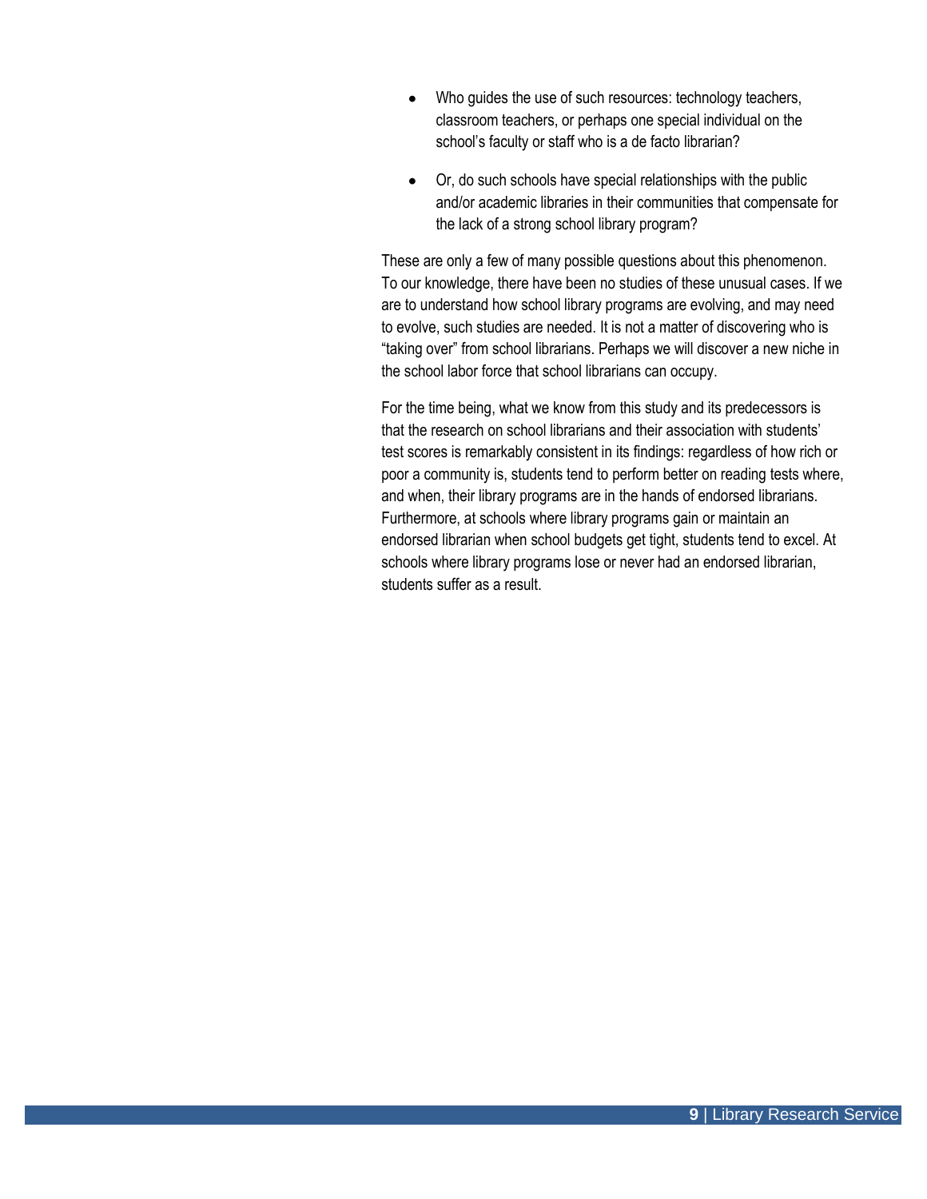- Who guides the use of such resources: technology teachers, classroom teachers, or perhaps one special individual on the school's faculty or staff who is a de facto librarian?
- Or, do such schools have special relationships with the public and/or academic libraries in their communities that compensate for the lack of a strong school library program?

These are only a few of many possible questions about this phenomenon. To our knowledge, there have been no studies of these unusual cases. If we are to understand how school library programs are evolving, and may need to evolve, such studies are needed. It is not a matter of discovering who is "taking over" from school librarians. Perhaps we will discover a new niche in the school labor force that school librarians can occupy.

For the time being, what we know from this study and its predecessors is that the research on school librarians and their association with students' test scores is remarkably consistent in its findings: regardless of how rich or poor a community is, students tend to perform better on reading tests where, and when, their library programs are in the hands of endorsed librarians. Furthermore, at schools where library programs gain or maintain an endorsed librarian when school budgets get tight, students tend to excel. At schools where library programs lose or never had an endorsed librarian, students suffer as a result.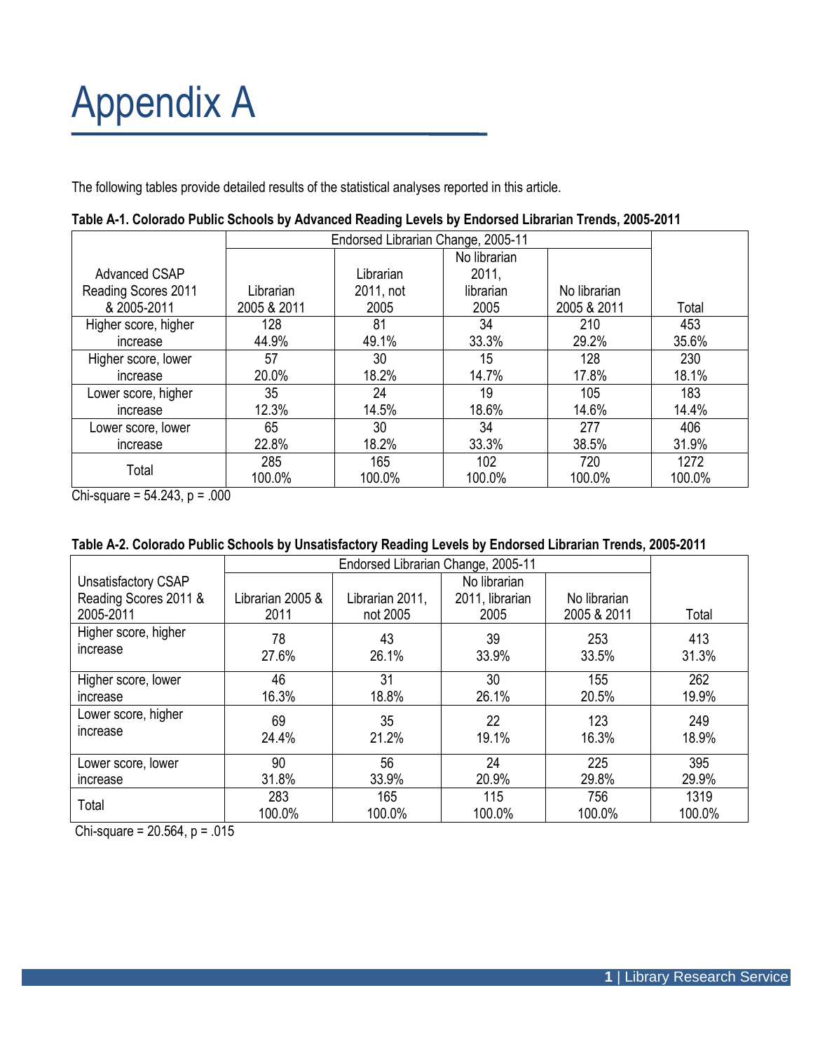# Appendix A

The following tables provide detailed results of the statistical analyses reported in this article.

**Table A-1. Colorado Public Schools by Advanced Reading Levels by Endorsed Librarian Trends, 2005-2011**

| Advanced CSAP Reading Scores 2011 & 2005-2011 | Endorsed Librarian Change, 2005-11 | | | | Total |
|---|---|---|---|---|---|
| | Librarian 2005 & 2011 | Librarian 2011, not 2005 | No librarian 2011, librarian 2005 | No librarian 2005 & 2011 | |
| Higher score, higher increase | 128<br>44.9% | 81<br>49.1% | 34<br>33.3% | 210<br>29.2% | 453<br>35.6% |
| Higher score, lower increase | 57<br>20.0% | 30<br>18.2% | 15<br>14.7% | 128<br>17.8% | 230<br>18.1% |
| Lower score, higher increase | 35<br>12.3% | 24<br>14.5% | 19<br>18.6% | 105<br>14.6% | 183<br>14.4% |
| Lower score, lower increase | 65<br>22.8% | 30<br>18.2% | 34<br>33.3% | 277<br>38.5% | 406<br>31.9% |
| Total | 285<br>100.0% | 165<br>100.0% | 102<br>100.0% | 720<br>100.0% | 1272<br>100.0% |

Chi-square = 54.243, p = .000

**Table A-2. Colorado Public Schools by Unsatisfactory Reading Levels by Endorsed Librarian Trends, 2005-2011**

| Unsatisfactory CSAP Reading Scores 2011 & 2005-2011 | Endorsed Librarian Change, 2005-11 | | | | Total |
|---|---|---|---|---|---|
| | Librarian 2005 & 2011 | Librarian 2011, not 2005 | No librarian 2011, librarian 2005 | No librarian 2005 & 2011 | |
| Higher score, higher increase | 78<br>27.6% | 43<br>26.1% | 39<br>33.9% | 253<br>33.5% | 413<br>31.3% |
| Higher score, lower increase | 46<br>16.3% | 31<br>18.8% | 30<br>26.1% | 155<br>20.5% | 262<br>19.9% |
| Lower score, higher increase | 69<br>24.4% | 35<br>21.2% | 22<br>19.1% | 123<br>16.3% | 249<br>18.9% |
| Lower score, lower increase | 90<br>31.8% | 56<br>33.9% | 24<br>20.9% | 225<br>29.8% | 395<br>29.9% |
| Total | 283<br>100.0% | 165<br>100.0% | 115<br>100.0% | 756<br>100.0% | 1319<br>100.0% |

Chi-square = 20.564, p = .015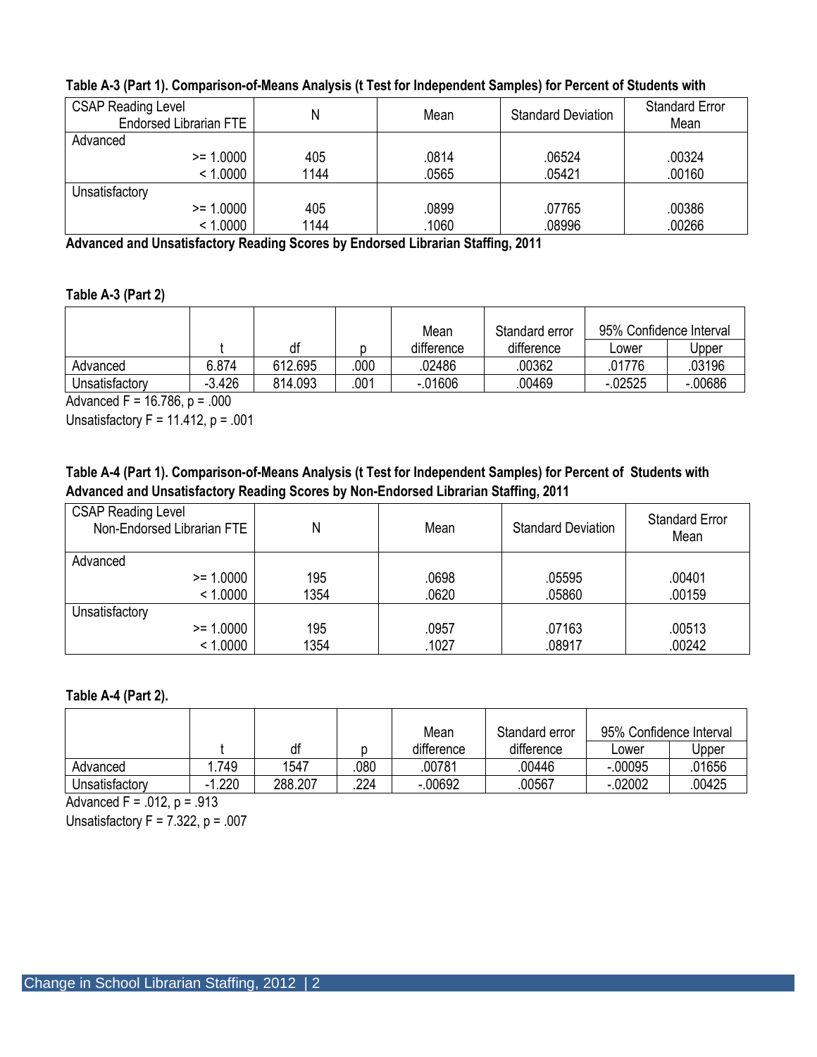**Table A-3 (Part 1). Comparison-of-Means Analysis (t Test for Independent Samples) for Percent of Students with Advanced and Unsatisfactory Reading Scores by Endorsed Librarian Staffing, 2011**

| CSAP Reading Level / Endorsed Librarian FTE | N | Mean | Standard Deviation | Standard Error Mean |
|---|---|---|---|---|
| Advanced | | | | |
| >= 1.0000 | 405 | .0814 | .06524 | .00324 |
| < 1.0000 | 1144 | .0565 | .05421 | .00160 |
| Unsatisfactory | | | | |
| >= 1.0000 | 405 | .0899 | .07765 | .00386 |
| < 1.0000 | 1144 | .1060 | .08996 | .00266 |

**Table A-3 (Part 2)**

| | t | df | p | Mean difference | Standard error difference | 95% Confidence Interval | |
|---|---|---|---|---|---|---|---|
| | | | | | | Lower | Upper |
| Advanced | 6.874 | 612.695 | .000 | .02486 | .00362 | .01776 | .03196 |
| Unsatisfactory | -3.426 | 814.093 | .001 | -.01606 | .00469 | -.02525 | -.00686 |

Advanced F = 16.786, p = .000

Unsatisfactory F = 11.412, p = .001

**Table A-4 (Part 1). Comparison-of-Means Analysis (t Test for Independent Samples) for Percent of Students with Advanced and Unsatisfactory Reading Scores by Non-Endorsed Librarian Staffing, 2011**

| CSAP Reading Level / Non-Endorsed Librarian FTE | N | Mean | Standard Deviation | Standard Error Mean |
|---|---|---|---|---|
| Advanced | | | | |
| >= 1.0000 | 195 | .0698 | .05595 | .00401 |
| < 1.0000 | 1354 | .0620 | .05860 | .00159 |
| Unsatisfactory | | | | |
| >= 1.0000 | 195 | .0957 | .07163 | .00513 |
| < 1.0000 | 1354 | .1027 | .08917 | .00242 |

**Table A-4 (Part 2).**

| | t | df | p | Mean difference | Standard error difference | 95% Confidence Interval | |
|---|---|---|---|---|---|---|---|
| | | | | | | Lower | Upper |
| Advanced | 1.749 | 1547 | .080 | .00781 | .00446 | -.00095 | .01656 |
| Unsatisfactory | -1.220 | 288.207 | .224 | -.00692 | .00567 | -.02002 | .00425 |

Advanced F = .012, p = .913

Unsatisfactory F = 7.322, p = .007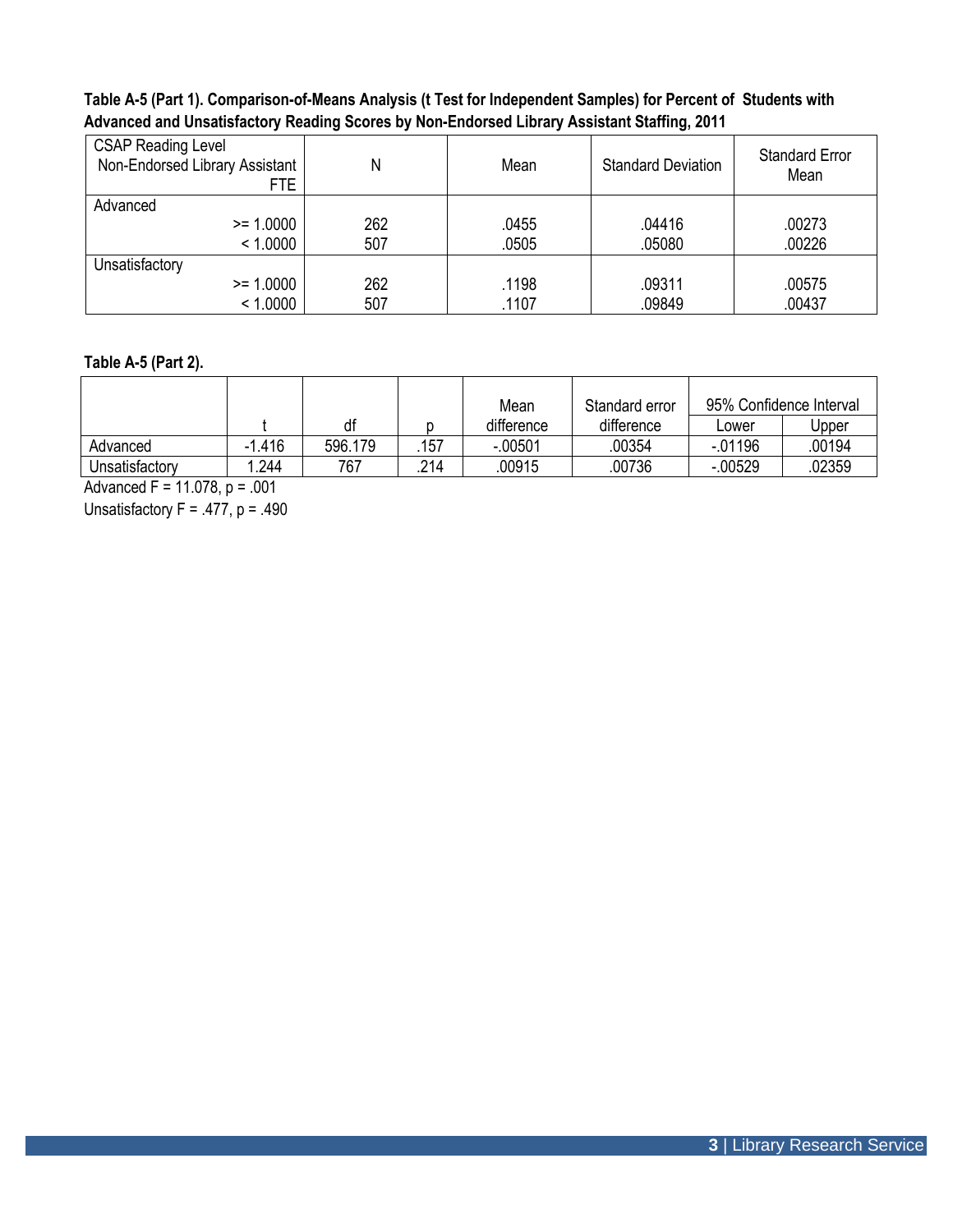**Table A-5 (Part 1). Comparison-of-Means Analysis (t Test for Independent Samples) for Percent of Students with Advanced and Unsatisfactory Reading Scores by Non-Endorsed Library Assistant Staffing, 2011**

| CSAP Reading Level Non-Endorsed Library Assistant FTE | N | Mean | Standard Deviation | Standard Error Mean |
|---|---|---|---|---|
| Advanced | | | | |
| >= 1.0000 | 262 | .0455 | .04416 | .00273 |
| < 1.0000 | 507 | .0505 | .05080 | .00226 |
| Unsatisfactory | | | | |
| >= 1.0000 | 262 | .1198 | .09311 | .00575 |
| < 1.0000 | 507 | .1107 | .09849 | .00437 |

**Table A-5 (Part 2).**

| | t | df | p | Mean difference | Standard error difference | 95% Confidence Interval | |
|---|---|---|---|---|---|---|---|
| | | | | | | Lower | Upper |
| Advanced | -1.416 | 596.179 | .157 | -.00501 | .00354 | -.01196 | .00194 |
| Unsatisfactory | 1.244 | 767 | .214 | .00915 | .00736 | -.00529 | .02359 |

Advanced $F = 11.078$, $p = .001$

Unsatisfactory $F = .477$, $p = .490$